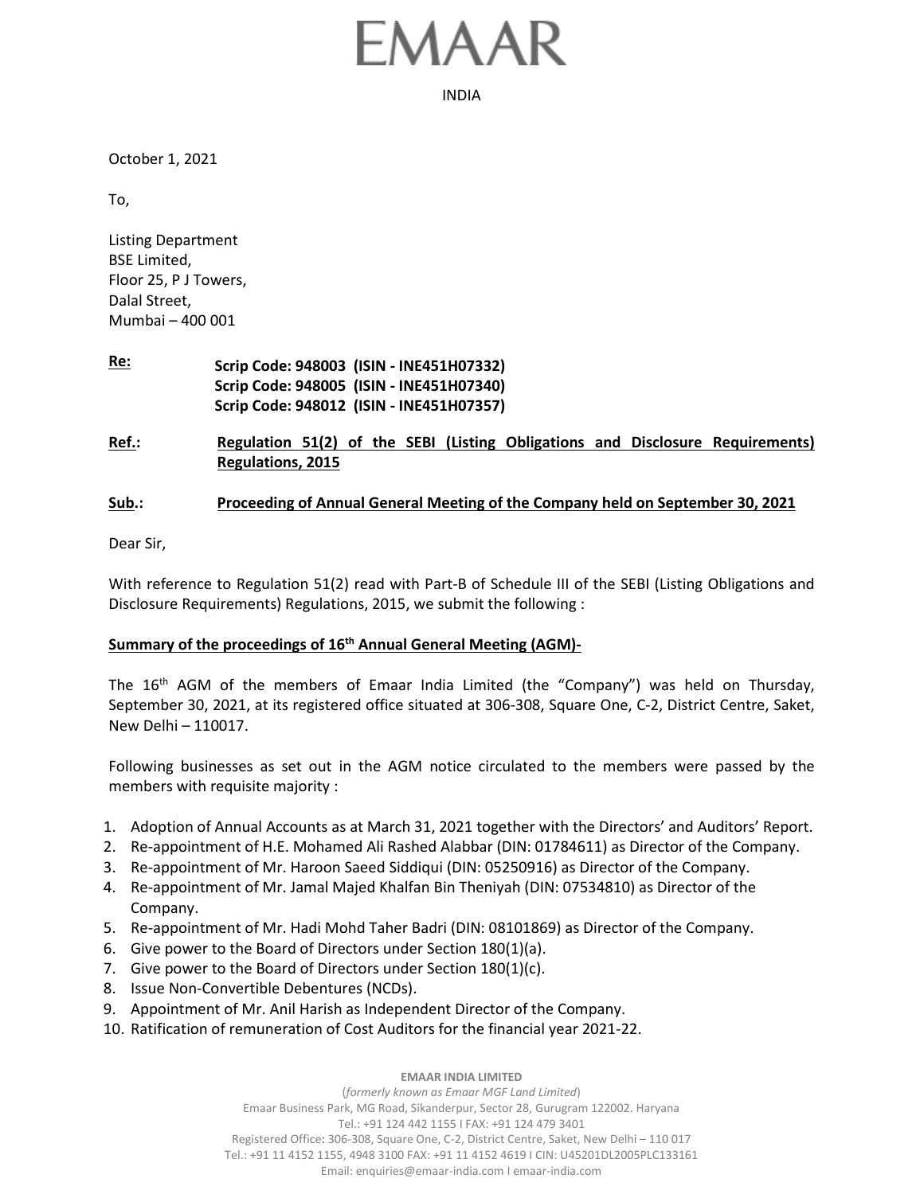# EMAAR

INDIA

October 1, 2021

To,

Listing Department
BSE Limited,
Floor 25, P J Towers,
Dalal Street,
Mumbai – 400 001

**Re:** **Scrip Code: 948003 (ISIN - INE451H07332)**
**Scrip Code: 948005 (ISIN - INE451H07340)**
**Scrip Code: 948012 (ISIN - INE451H07357)**

**Ref.:** **Regulation 51(2) of the SEBI (Listing Obligations and Disclosure Requirements) Regulations, 2015**

**Sub.:** **Proceeding of Annual General Meeting of the Company held on September 30, 2021**

Dear Sir,

With reference to Regulation 51(2) read with Part-B of Schedule III of the SEBI (Listing Obligations and Disclosure Requirements) Regulations, 2015, we submit the following :

**Summary of the proceedings of 16th Annual General Meeting (AGM)-**

The 16th AGM of the members of Emaar India Limited (the "Company") was held on Thursday, September 30, 2021, at its registered office situated at 306-308, Square One, C-2, District Centre, Saket, New Delhi – 110017.

Following businesses as set out in the AGM notice circulated to the members were passed by the members with requisite majority :

1. Adoption of Annual Accounts as at March 31, 2021 together with the Directors' and Auditors' Report.
2. Re-appointment of H.E. Mohamed Ali Rashed Alabbar (DIN: 01784611) as Director of the Company.
3. Re-appointment of Mr. Haroon Saeed Siddiqui (DIN: 05250916) as Director of the Company.
4. Re-appointment of Mr. Jamal Majed Khalfan Bin Theniyah (DIN: 07534810) as Director of the Company.
5. Re-appointment of Mr. Hadi Mohd Taher Badri (DIN: 08101869) as Director of the Company.
6. Give power to the Board of Directors under Section 180(1)(a).
7. Give power to the Board of Directors under Section 180(1)(c).
8. Issue Non-Convertible Debentures (NCDs).
9. Appointment of Mr. Anil Harish as Independent Director of the Company.
10. Ratification of remuneration of Cost Auditors for the financial year 2021-22.

**EMAAR INDIA LIMITED**
(*formerly known as Emaar MGF Land Limited*)
Emaar Business Park, MG Road, Sikanderpur, Sector 28, Gurugram 122002. Haryana
Tel.: +91 124 442 1155 I FAX: +91 124 479 3401
Registered Office: 306-308, Square One, C-2, District Centre, Saket, New Delhi – 110 017
Tel.: +91 11 4152 1155, 4948 3100 FAX: +91 11 4152 4619 I CIN: U45201DL2005PLC133161
Email: enquiries@emaar-india.com I emaar-india.com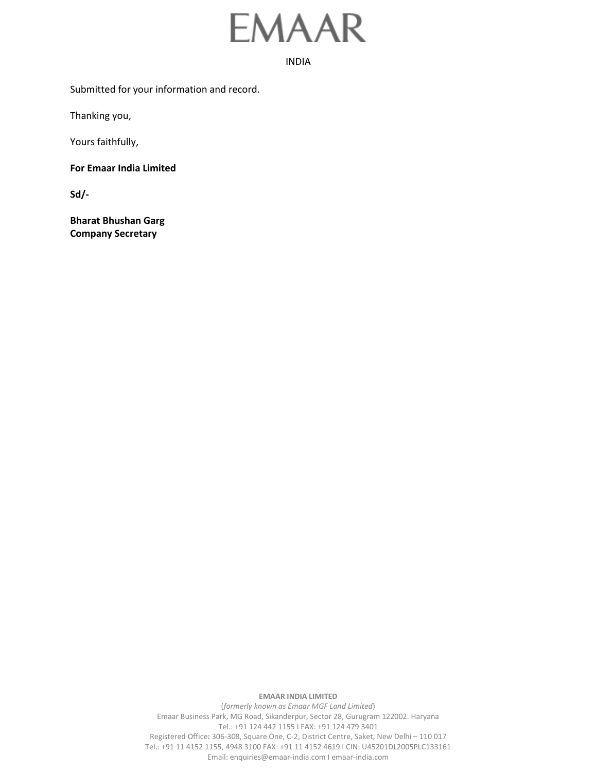Submitted for your information and record.

Thanking you,

Yours faithfully,

**For Emaar India Limited**

**Sd/-**

**Bharat Bhushan Garg**
**Company Secretary**